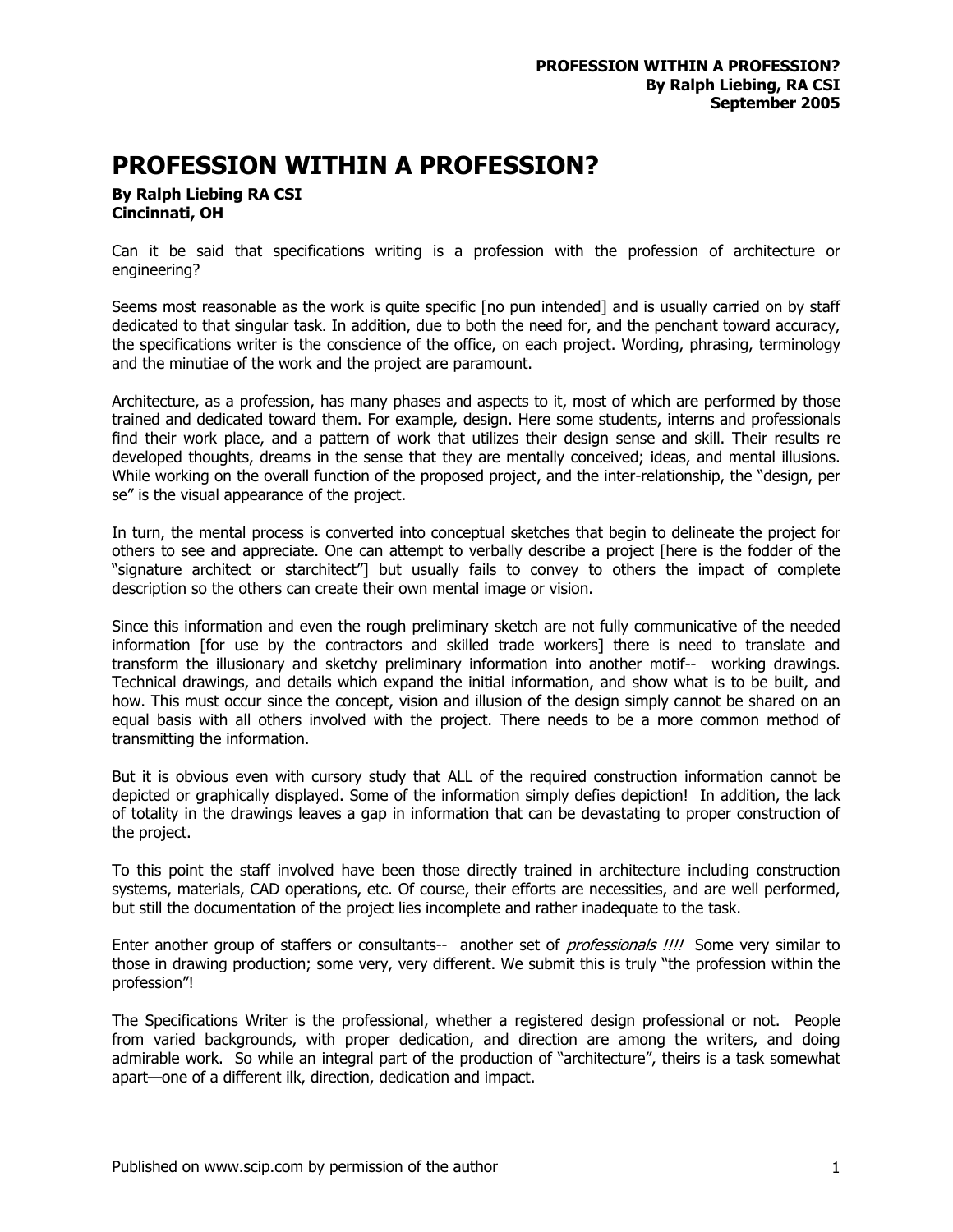# PROFESSION WITHIN A PROFESSION?

**By Ralph Liebing RA CSI**
**Cincinnati, OH**

Can it be said that specifications writing is a profession with the profession of architecture or engineering?

Seems most reasonable as the work is quite specific [no pun intended] and is usually carried on by staff dedicated to that singular task. In addition, due to both the need for, and the penchant toward accuracy, the specifications writer is the conscience of the office, on each project. Wording, phrasing, terminology and the minutiae of the work and the project are paramount.

Architecture, as a profession, has many phases and aspects to it, most of which are performed by those trained and dedicated toward them. For example, design. Here some students, interns and professionals find their work place, and a pattern of work that utilizes their design sense and skill. Their results re developed thoughts, dreams in the sense that they are mentally conceived; ideas, and mental illusions. While working on the overall function of the proposed project, and the inter-relationship, the "design, per se" is the visual appearance of the project.

In turn, the mental process is converted into conceptual sketches that begin to delineate the project for others to see and appreciate. One can attempt to verbally describe a project [here is the fodder of the "signature architect or starchitect"] but usually fails to convey to others the impact of complete description so the others can create their own mental image or vision.

Since this information and even the rough preliminary sketch are not fully communicative of the needed information [for use by the contractors and skilled trade workers] there is need to translate and transform the illusionary and sketchy preliminary information into another motif-- working drawings. Technical drawings, and details which expand the initial information, and show what is to be built, and how. This must occur since the concept, vision and illusion of the design simply cannot be shared on an equal basis with all others involved with the project. There needs to be a more common method of transmitting the information.

But it is obvious even with cursory study that ALL of the required construction information cannot be depicted or graphically displayed. Some of the information simply defies depiction! In addition, the lack of totality in the drawings leaves a gap in information that can be devastating to proper construction of the project.

To this point the staff involved have been those directly trained in architecture including construction systems, materials, CAD operations, etc. Of course, their efforts are necessities, and are well performed, but still the documentation of the project lies incomplete and rather inadequate to the task.

Enter another group of staffers or consultants-- another set of *professionals !!!!* Some very similar to those in drawing production; some very, very different. We submit this is truly "the profession within the profession"!

The Specifications Writer is the professional, whether a registered design professional or not. People from varied backgrounds, with proper dedication, and direction are among the writers, and doing admirable work. So while an integral part of the production of "architecture", theirs is a task somewhat apart—one of a different ilk, direction, dedication and impact.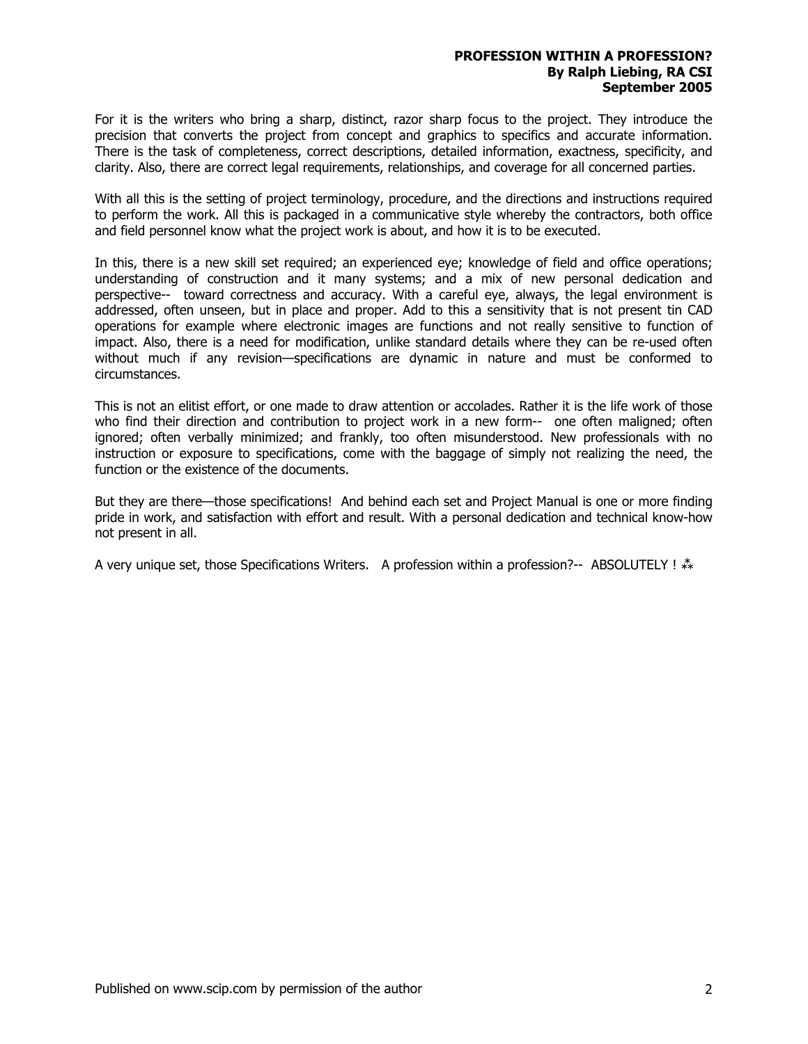For it is the writers who bring a sharp, distinct, razor sharp focus to the project. They introduce the precision that converts the project from concept and graphics to specifics and accurate information. There is the task of completeness, correct descriptions, detailed information, exactness, specificity, and clarity. Also, there are correct legal requirements, relationships, and coverage for all concerned parties.

With all this is the setting of project terminology, procedure, and the directions and instructions required to perform the work. All this is packaged in a communicative style whereby the contractors, both office and field personnel know what the project work is about, and how it is to be executed.

In this, there is a new skill set required; an experienced eye; knowledge of field and office operations; understanding of construction and it many systems; and a mix of new personal dedication and perspective-- toward correctness and accuracy. With a careful eye, always, the legal environment is addressed, often unseen, but in place and proper. Add to this a sensitivity that is not present tin CAD operations for example where electronic images are functions and not really sensitive to function of impact. Also, there is a need for modification, unlike standard details where they can be re-used often without much if any revision—specifications are dynamic in nature and must be conformed to circumstances.

This is not an elitist effort, or one made to draw attention or accolades. Rather it is the life work of those who find their direction and contribution to project work in a new form-- one often maligned; often ignored; often verbally minimized; and frankly, too often misunderstood. New professionals with no instruction or exposure to specifications, come with the baggage of simply not realizing the need, the function or the existence of the documents.

But they are there—those specifications! And behind each set and Project Manual is one or more finding pride in work, and satisfaction with effort and result. With a personal dedication and technical know-how not present in all.

A very unique set, those Specifications Writers. A profession within a profession?-- ABSOLUTELY ! ⁂

Published on www.scip.com by permission of the author